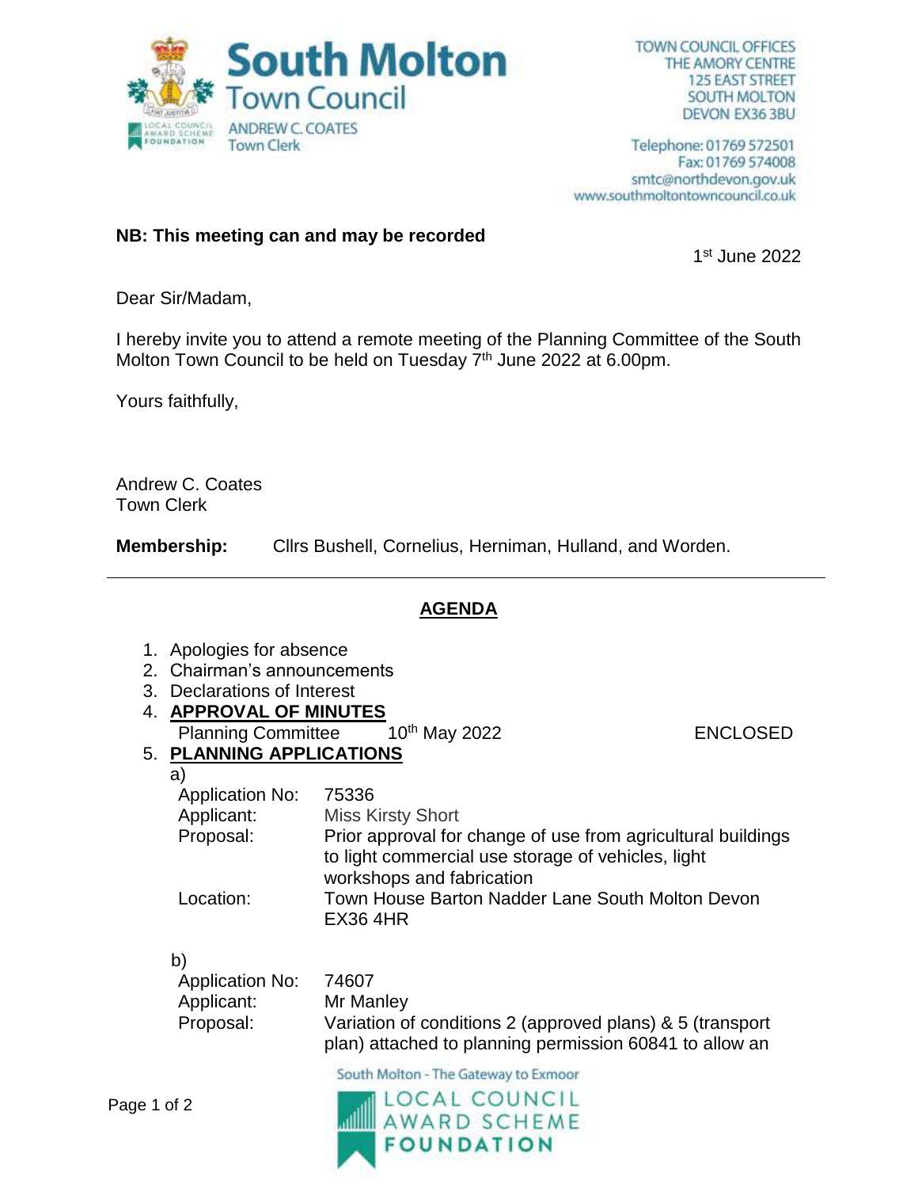# South Molton Town Council

ANDREW C. COATES
Town Clerk

TOWN COUNCIL OFFICES
THE AMORY CENTRE
125 EAST STREET
SOUTH MOLTON
DEVON EX36 3BU

Telephone: 01769 572501
Fax: 01769 574008
smtc@northdevon.gov.uk
www.southmoltontowncouncil.co.uk

**NB: This meeting can and may be recorded**

1st June 2022

Dear Sir/Madam,

I hereby invite you to attend a remote meeting of the Planning Committee of the South Molton Town Council to be held on Tuesday 7th June 2022 at 6.00pm.

Yours faithfully,

Andrew C. Coates
Town Clerk

**Membership:** Cllrs Bushell, Cornelius, Herniman, Hulland, and Worden.

---

## AGENDA

1. Apologies for absence
2. Chairman's announcements
3. Declarations of Interest
4. **APPROVAL OF MINUTES**
   Planning Committee 10th May 2022 ENCLOSED
5. **PLANNING APPLICATIONS**

   a)
   Application No: 75336
   Applicant: Miss Kirsty Short
   Proposal: Prior approval for change of use from agricultural buildings to light commercial use storage of vehicles, light workshops and fabrication
   Location: Town House Barton Nadder Lane South Molton Devon EX36 4HR

   b)
   Application No: 74607
   Applicant: Mr Manley
   Proposal: Variation of conditions 2 (approved plans) & 5 (transport plan) attached to planning permission 60841 to allow an

South Molton - The Gateway to Exmoor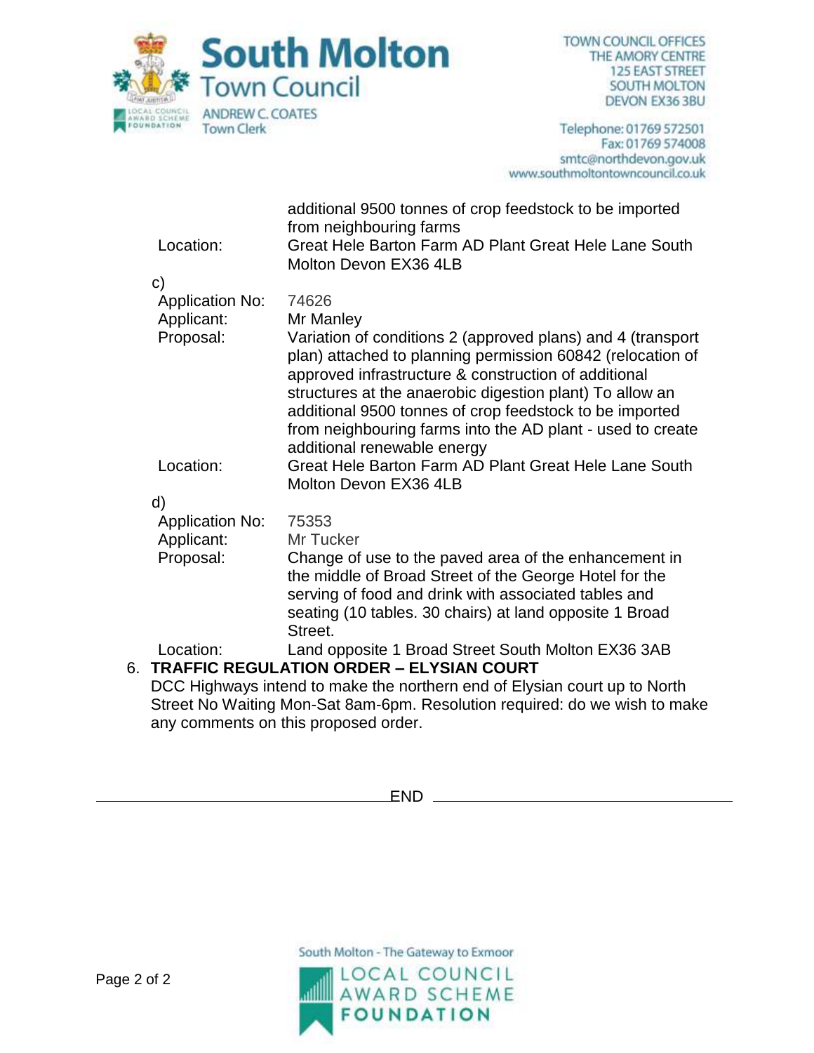additional 9500 tonnes of crop feedstock to be imported from neighbouring farms

Location: Great Hele Barton Farm AD Plant Great Hele Lane South Molton Devon EX36 4LB

c)

Application No: 74626

Applicant: Mr Manley

Proposal: Variation of conditions 2 (approved plans) and 4 (transport plan) attached to planning permission 60842 (relocation of approved infrastructure & construction of additional structures at the anaerobic digestion plant) To allow an additional 9500 tonnes of crop feedstock to be imported from neighbouring farms into the AD plant - used to create additional renewable energy

Location: Great Hele Barton Farm AD Plant Great Hele Lane South Molton Devon EX36 4LB

d)

Application No: 75353

Applicant: Mr Tucker

Proposal: Change of use to the paved area of the enhancement in the middle of Broad Street of the George Hotel for the serving of food and drink with associated tables and seating (10 tables. 30 chairs) at land opposite 1 Broad Street.

Location: Land opposite 1 Broad Street South Molton EX36 3AB

6. **TRAFFIC REGULATION ORDER – ELYSIAN COURT**
   DCC Highways intend to make the northern end of Elysian court up to North Street No Waiting Mon-Sat 8am-6pm. Resolution required: do we wish to make any comments on this proposed order.

END